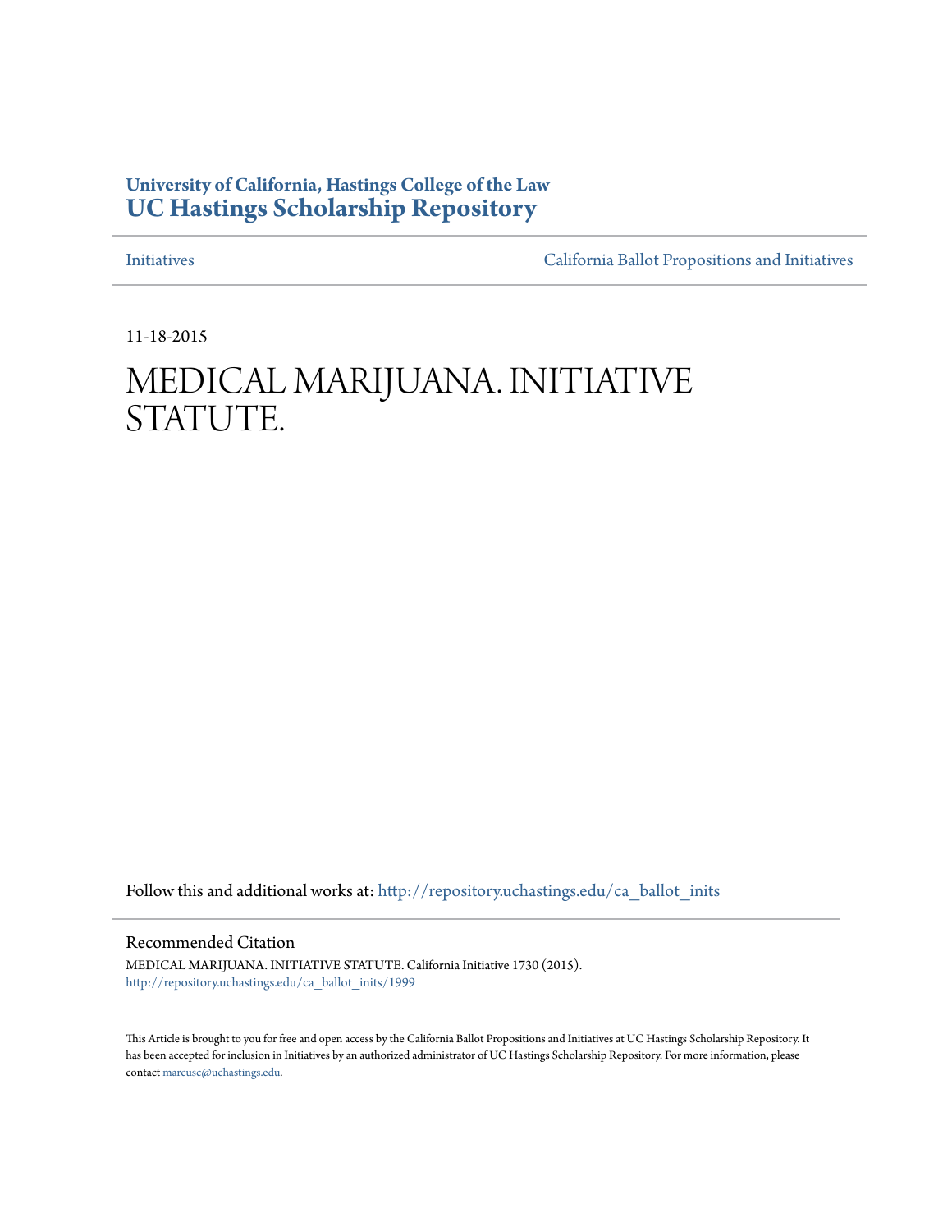**University of California, Hastings College of the Law**
**UC Hastings Scholarship Repository**

Initiatives | California Ballot Propositions and Initiatives

11-18-2015

# MEDICAL MARIJUANA. INITIATIVE STATUTE.

Follow this and additional works at: http://repository.uchastings.edu/ca_ballot_inits

## Recommended Citation

MEDICAL MARIJUANA. INITIATIVE STATUTE. California Initiative 1730 (2015).
http://repository.uchastings.edu/ca_ballot_inits/1999

This Article is brought to you for free and open access by the California Ballot Propositions and Initiatives at UC Hastings Scholarship Repository. It has been accepted for inclusion in Initiatives by an authorized administrator of UC Hastings Scholarship Repository. For more information, please contact marcusc@uchastings.edu.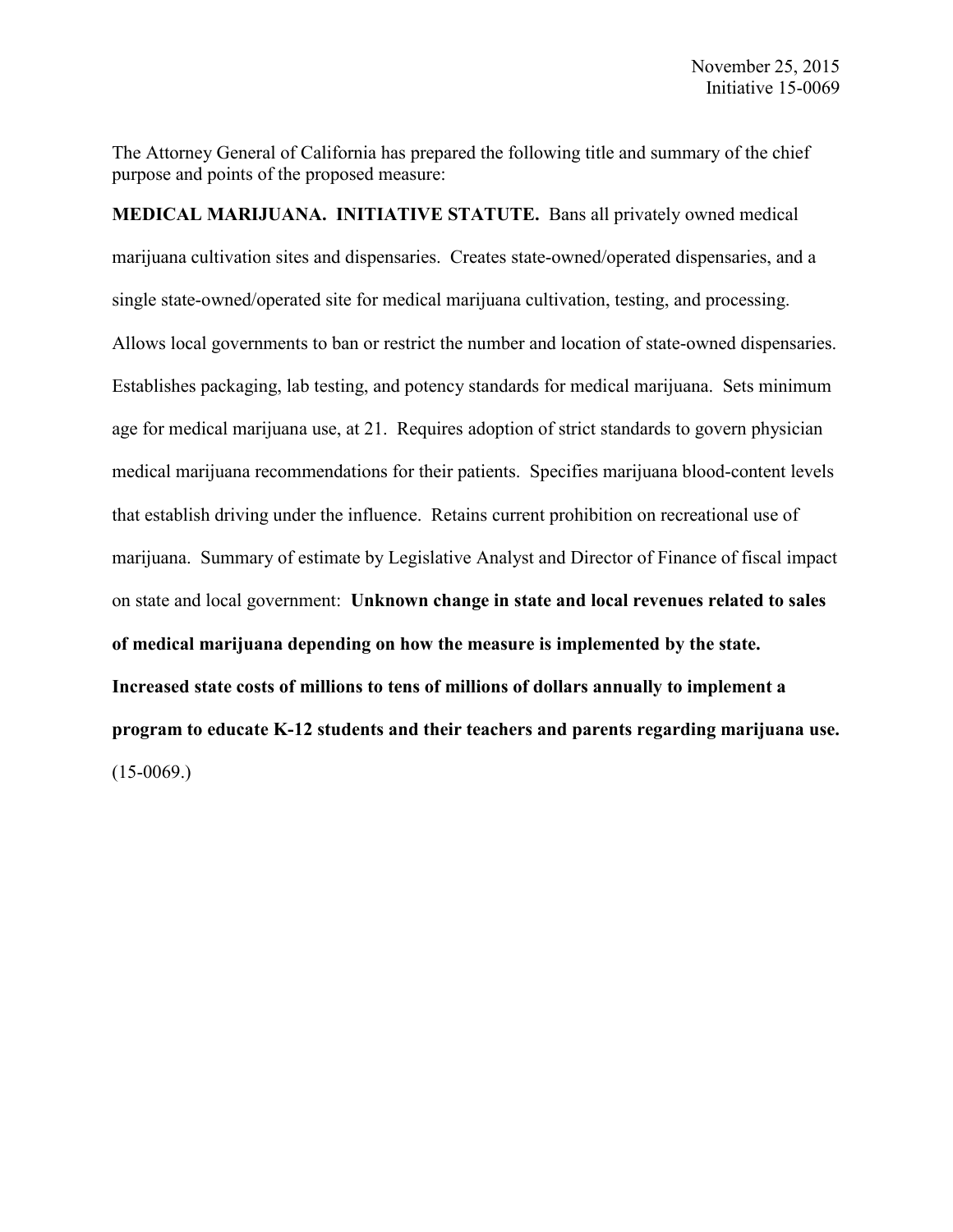November 25, 2015
Initiative 15-0069

The Attorney General of California has prepared the following title and summary of the chief purpose and points of the proposed measure:

**MEDICAL MARIJUANA. INITIATIVE STATUTE.** Bans all privately owned medical marijuana cultivation sites and dispensaries. Creates state-owned/operated dispensaries, and a single state-owned/operated site for medical marijuana cultivation, testing, and processing. Allows local governments to ban or restrict the number and location of state-owned dispensaries. Establishes packaging, lab testing, and potency standards for medical marijuana. Sets minimum age for medical marijuana use, at 21. Requires adoption of strict standards to govern physician medical marijuana recommendations for their patients. Specifies marijuana blood-content levels that establish driving under the influence. Retains current prohibition on recreational use of marijuana. Summary of estimate by Legislative Analyst and Director of Finance of fiscal impact on state and local government: **Unknown change in state and local revenues related to sales of medical marijuana depending on how the measure is implemented by the state. Increased state costs of millions to tens of millions of dollars annually to implement a program to educate K-12 students and their teachers and parents regarding marijuana use.** (15-0069.)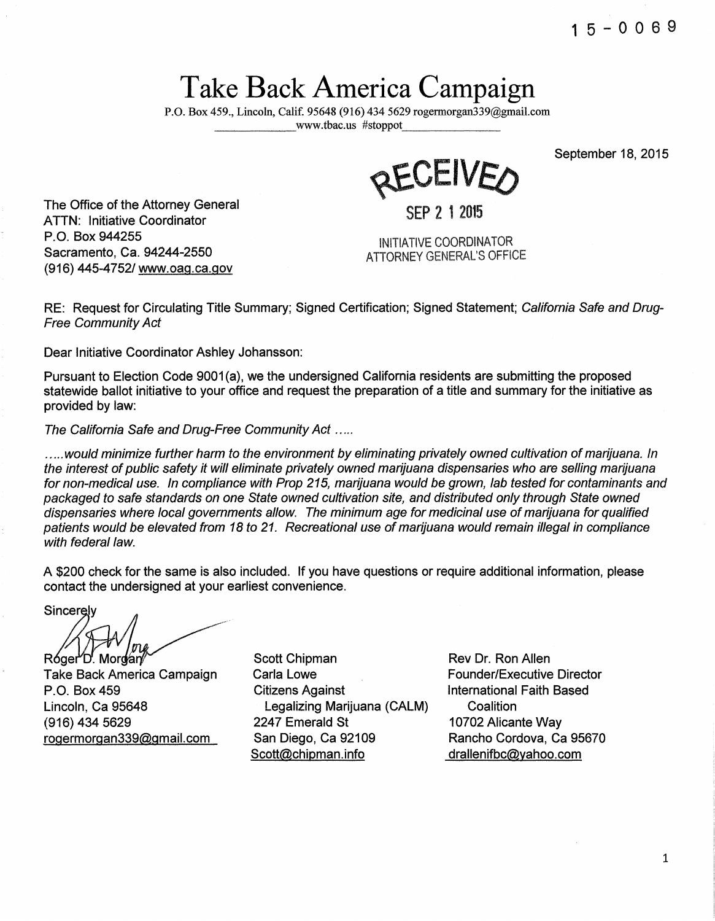15-0069

# Take Back America Campaign

P.O. Box 459., Lincoln, Calif. 95648 (916) 434 5629 rogermorgan339@gmail.com
www.tbac.us #stoppot

September 18, 2015

RECEIVED

SEP 21 2015

INITIATIVE COORDINATOR
ATTORNEY GENERAL'S OFFICE

The Office of the Attorney General
ATTN: Initiative Coordinator
P.O. Box 944255
Sacramento, Ca. 94244-2550
(916) 445-4752/ www.oag.ca.gov

RE: Request for Circulating Title Summary; Signed Certification; Signed Statement; *California Safe and Drug-Free Community Act*

Dear Initiative Coordinator Ashley Johansson:

Pursuant to Election Code 9001(a), we the undersigned California residents are submitting the proposed statewide ballot initiative to your office and request the preparation of a title and summary for the initiative as provided by law:

*The California Safe and Drug-Free Community Act .....*

*.....would minimize further harm to the environment by eliminating privately owned cultivation of marijuana. In the interest of public safety it will eliminate privately owned marijuana dispensaries who are selling marijuana for non-medical use. In compliance with Prop 215, marijuana would be grown, lab tested for contaminants and packaged to safe standards on one State owned cultivation site, and distributed only through State owned dispensaries where local governments allow. The minimum age for medicinal use of marijuana for qualified patients would be elevated from 18 to 21. Recreational use of marijuana would remain illegal in compliance with federal law.*

A $200 check for the same is also included. If you have questions or require additional information, please contact the undersigned at your earliest convenience.

Sincerely

Roger D. Morgan
Take Back America Campaign
P.O. Box 459
Lincoln, Ca 95648
(916) 434 5629
rogermorgan339@gmail.com

Scott Chipman
Carla Lowe
Citizens Against Legalizing Marijuana (CALM)
2247 Emerald St
San Diego, Ca 92109
Scott@chipman.info

Rev Dr. Ron Allen
Founder/Executive Director
International Faith Based Coalition
10702 Alicante Way
Rancho Cordova, Ca 95670
drallenifbc@yahoo.com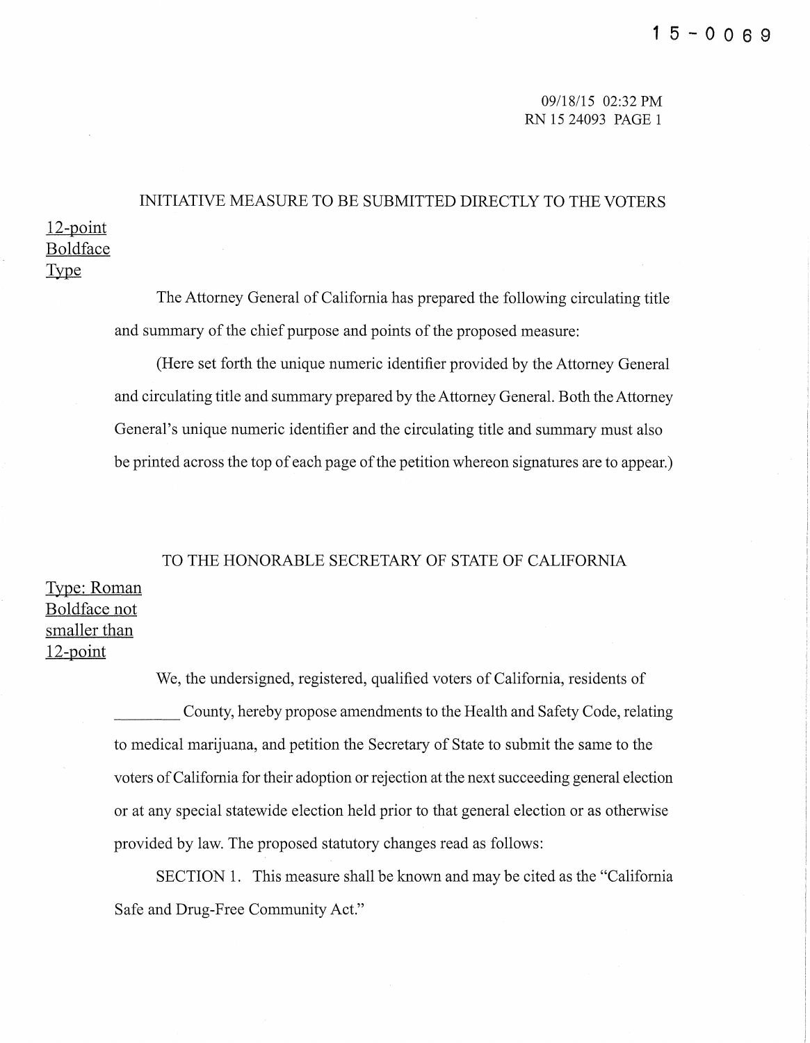15-0069

09/18/15 02:32 PM
RN 15 24093 PAGE 1

INITIATIVE MEASURE TO BE SUBMITTED DIRECTLY TO THE VOTERS

12-point Boldface Type

The Attorney General of California has prepared the following circulating title and summary of the chief purpose and points of the proposed measure:

(Here set forth the unique numeric identifier provided by the Attorney General and circulating title and summary prepared by the Attorney General. Both the Attorney General's unique numeric identifier and the circulating title and summary must also be printed across the top of each page of the petition whereon signatures are to appear.)

TO THE HONORABLE SECRETARY OF STATE OF CALIFORNIA

Type: Roman Boldface not smaller than 12-point

We, the undersigned, registered, qualified voters of California, residents of ________ County, hereby propose amendments to the Health and Safety Code, relating to medical marijuana, and petition the Secretary of State to submit the same to the voters of California for their adoption or rejection at the next succeeding general election or at any special statewide election held prior to that general election or as otherwise provided by law. The proposed statutory changes read as follows:

SECTION 1. This measure shall be known and may be cited as the "California Safe and Drug-Free Community Act."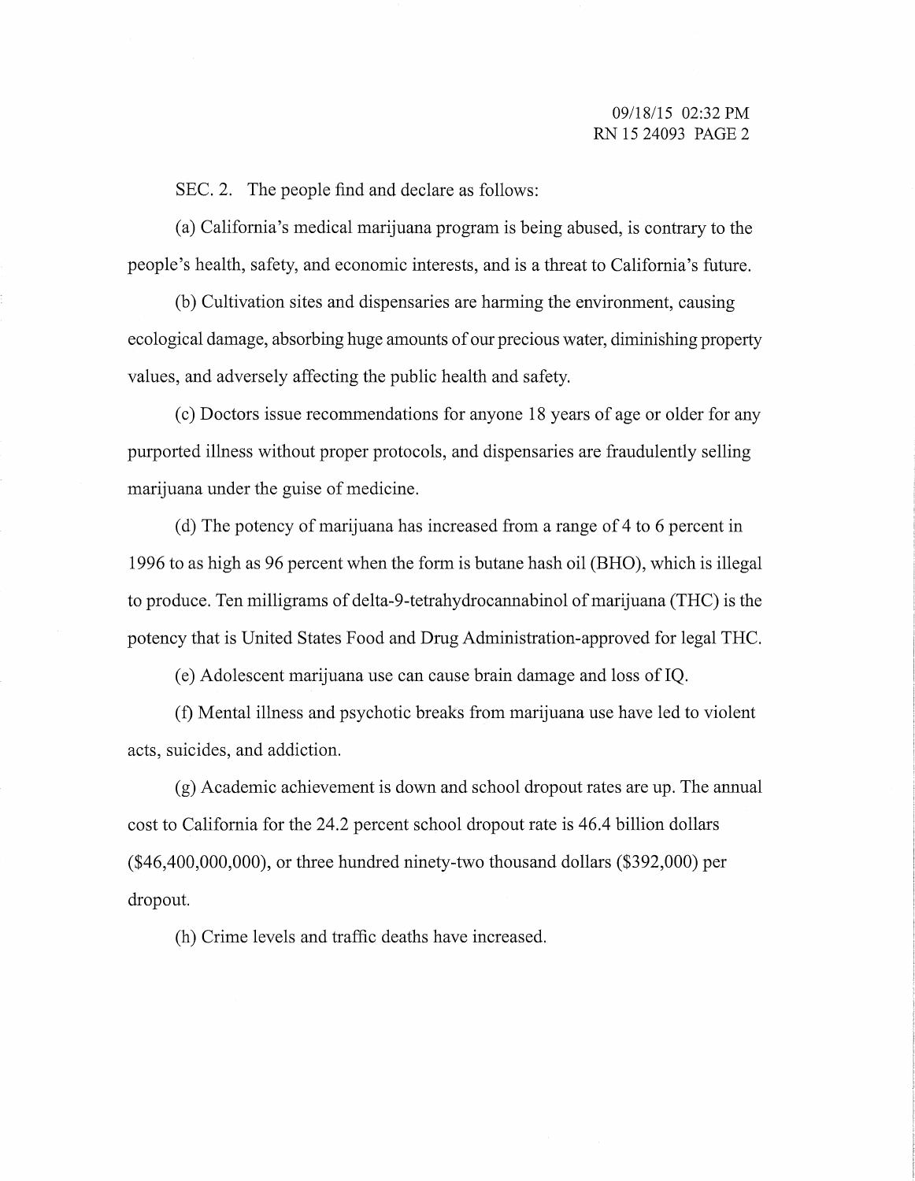SEC. 2. The people find and declare as follows:

(a) California's medical marijuana program is being abused, is contrary to the people's health, safety, and economic interests, and is a threat to California's future.

(b) Cultivation sites and dispensaries are harming the environment, causing ecological damage, absorbing huge amounts of our precious water, diminishing property values, and adversely affecting the public health and safety.

(c) Doctors issue recommendations for anyone 18 years of age or older for any purported illness without proper protocols, and dispensaries are fraudulently selling marijuana under the guise of medicine.

(d) The potency of marijuana has increased from a range of 4 to 6 percent in 1996 to as high as 96 percent when the form is butane hash oil (BHO), which is illegal to produce. Ten milligrams of delta-9-tetrahydrocannabinol of marijuana (THC) is the potency that is United States Food and Drug Administration-approved for legal THC.

(e) Adolescent marijuana use can cause brain damage and loss of IQ.

(f) Mental illness and psychotic breaks from marijuana use have led to violent acts, suicides, and addiction.

(g) Academic achievement is down and school dropout rates are up. The annual cost to California for the 24.2 percent school dropout rate is 46.4 billion dollars ($46,400,000,000), or three hundred ninety-two thousand dollars ($392,000) per dropout.

(h) Crime levels and traffic deaths have increased.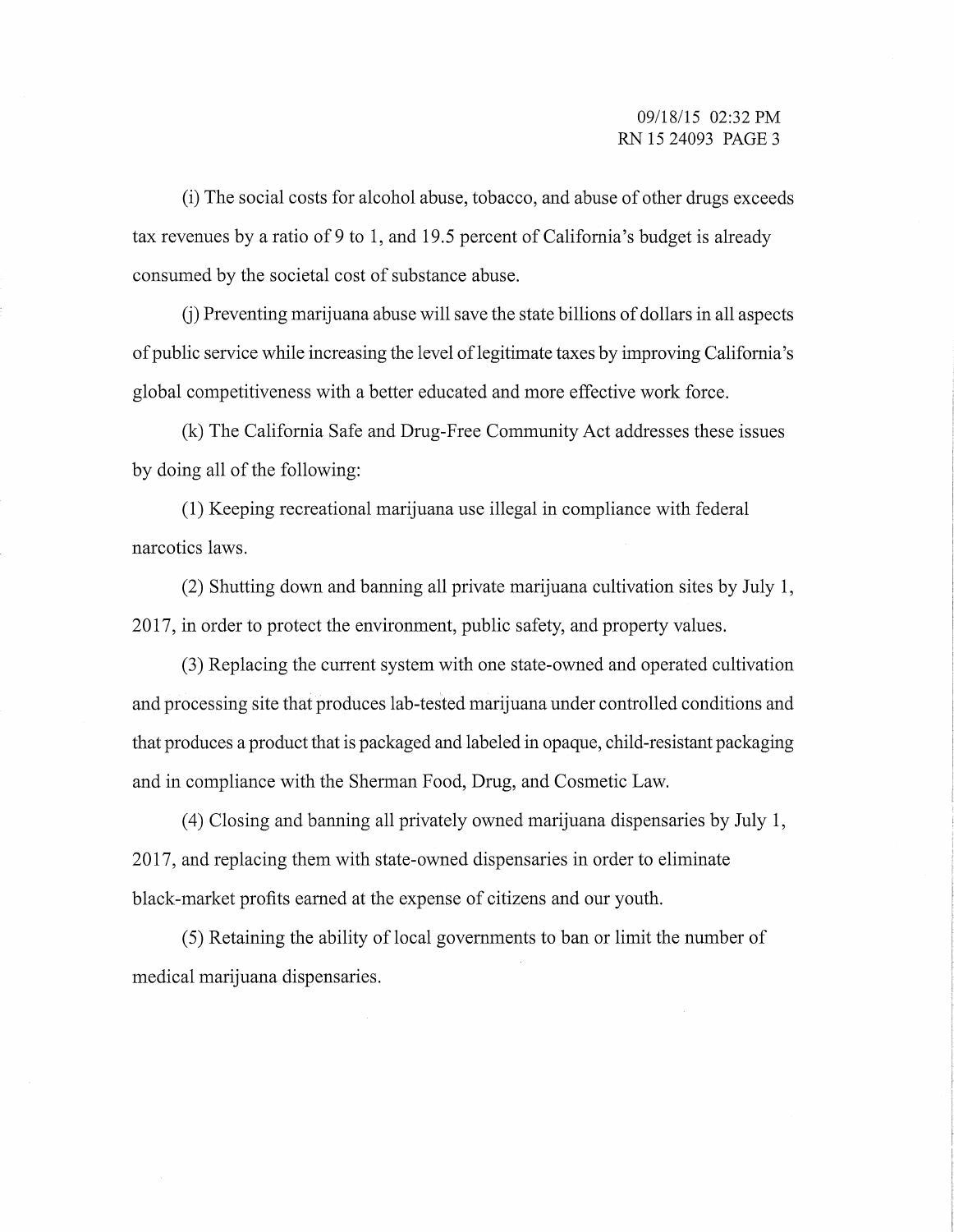(i) The social costs for alcohol abuse, tobacco, and abuse of other drugs exceeds tax revenues by a ratio of 9 to 1, and 19.5 percent of California's budget is already consumed by the societal cost of substance abuse.

(j) Preventing marijuana abuse will save the state billions of dollars in all aspects of public service while increasing the level of legitimate taxes by improving California's global competitiveness with a better educated and more effective work force.

(k) The California Safe and Drug-Free Community Act addresses these issues by doing all of the following:

(1) Keeping recreational marijuana use illegal in compliance with federal narcotics laws.

(2) Shutting down and banning all private marijuana cultivation sites by July 1, 2017, in order to protect the environment, public safety, and property values.

(3) Replacing the current system with one state-owned and operated cultivation and processing site that produces lab-tested marijuana under controlled conditions and that produces a product that is packaged and labeled in opaque, child-resistant packaging and in compliance with the Sherman Food, Drug, and Cosmetic Law.

(4) Closing and banning all privately owned marijuana dispensaries by July 1, 2017, and replacing them with state-owned dispensaries in order to eliminate black-market profits earned at the expense of citizens and our youth.

(5) Retaining the ability of local governments to ban or limit the number of medical marijuana dispensaries.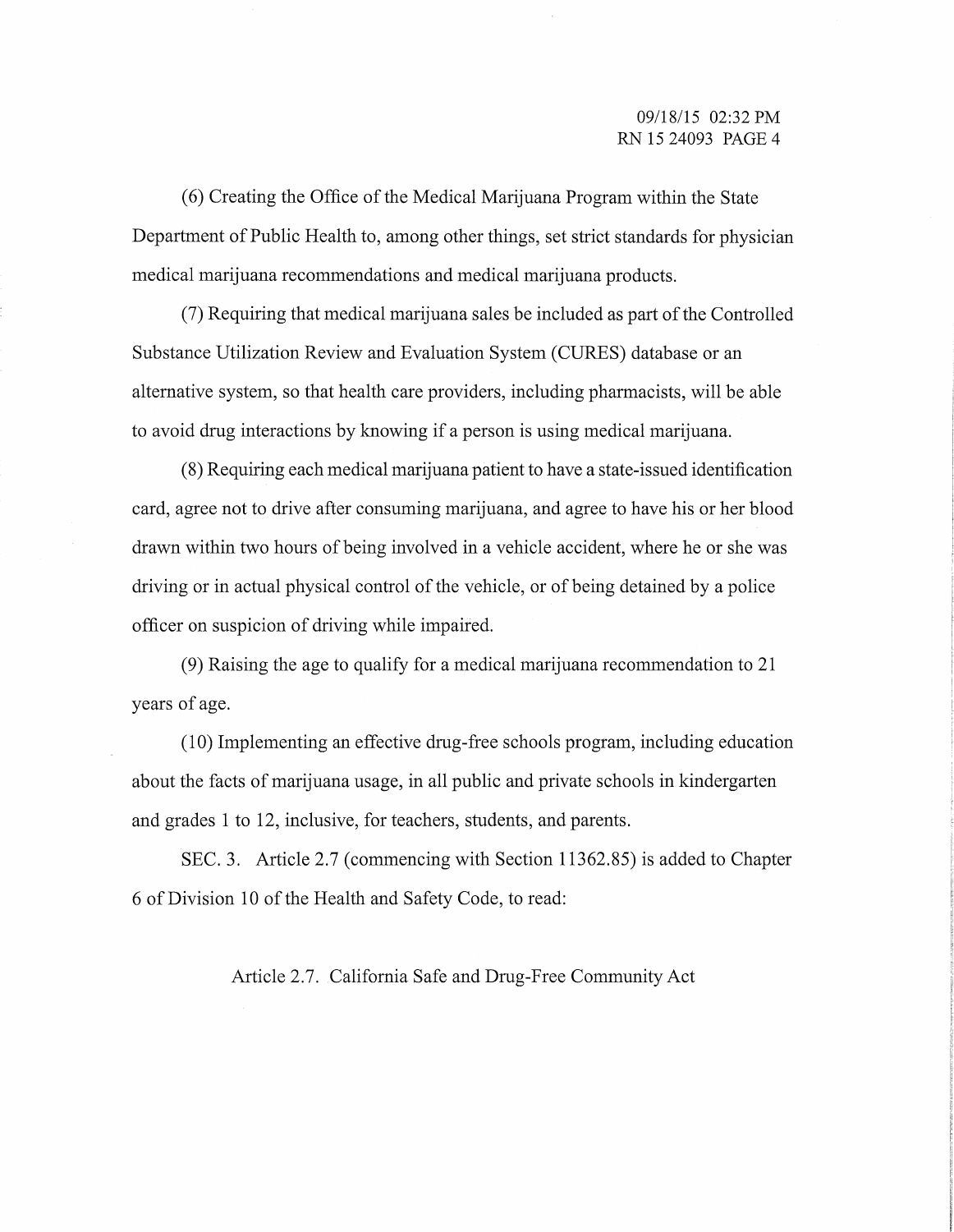(6) Creating the Office of the Medical Marijuana Program within the State Department of Public Health to, among other things, set strict standards for physician medical marijuana recommendations and medical marijuana products.

(7) Requiring that medical marijuana sales be included as part of the Controlled Substance Utilization Review and Evaluation System (CURES) database or an alternative system, so that health care providers, including pharmacists, will be able to avoid drug interactions by knowing if a person is using medical marijuana.

(8) Requiring each medical marijuana patient to have a state-issued identification card, agree not to drive after consuming marijuana, and agree to have his or her blood drawn within two hours of being involved in a vehicle accident, where he or she was driving or in actual physical control of the vehicle, or of being detained by a police officer on suspicion of driving while impaired.

(9) Raising the age to qualify for a medical marijuana recommendation to 21 years of age.

(10) Implementing an effective drug-free schools program, including education about the facts of marijuana usage, in all public and private schools in kindergarten and grades 1 to 12, inclusive, for teachers, students, and parents.

SEC. 3. Article 2.7 (commencing with Section 11362.85) is added to Chapter 6 of Division 10 of the Health and Safety Code, to read:

## Article 2.7. California Safe and Drug-Free Community Act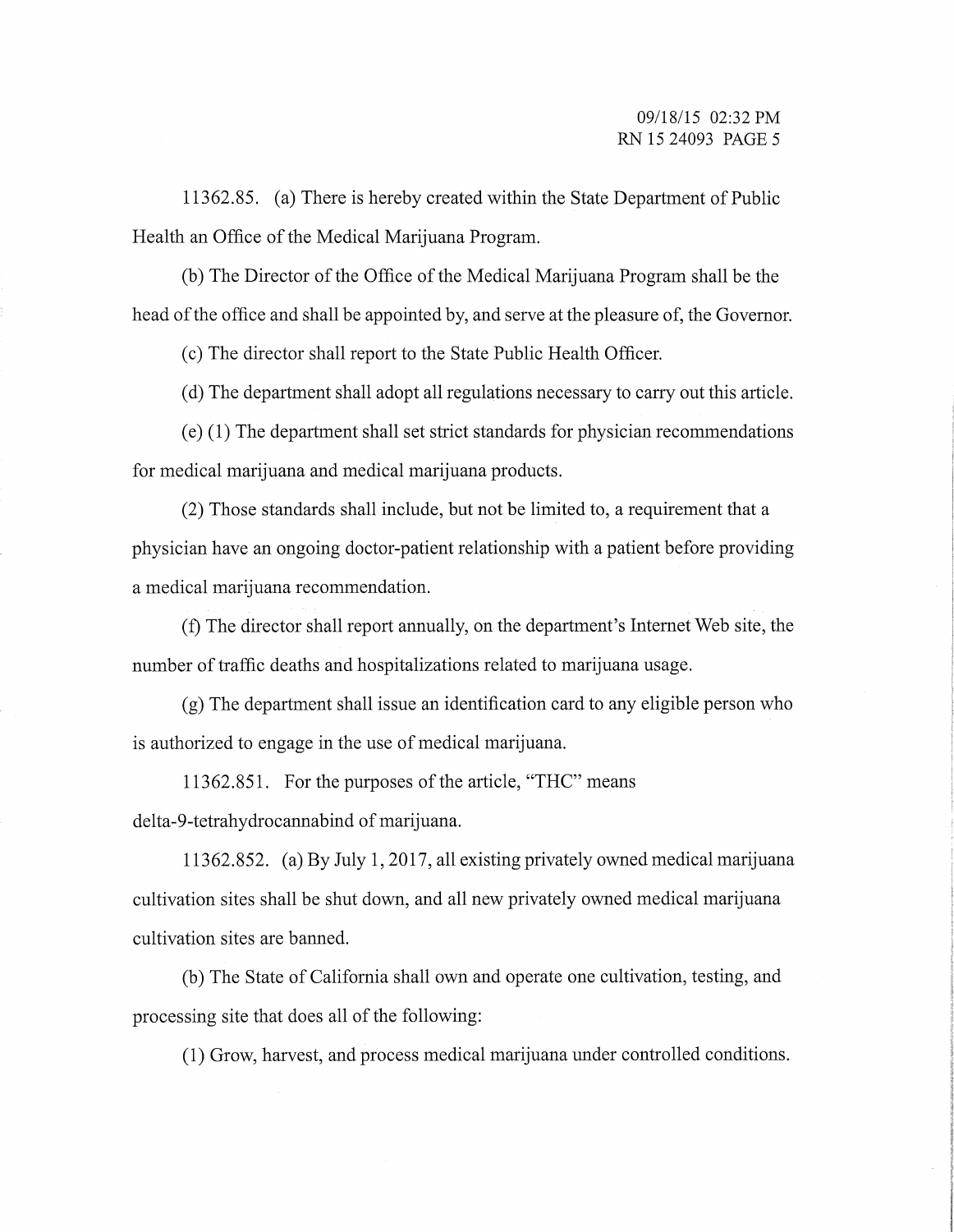11362.85. (a) There is hereby created within the State Department of Public Health an Office of the Medical Marijuana Program.

(b) The Director of the Office of the Medical Marijuana Program shall be the head of the office and shall be appointed by, and serve at the pleasure of, the Governor.

(c) The director shall report to the State Public Health Officer.

(d) The department shall adopt all regulations necessary to carry out this article.

(e) (1) The department shall set strict standards for physician recommendations for medical marijuana and medical marijuana products.

(2) Those standards shall include, but not be limited to, a requirement that a physician have an ongoing doctor-patient relationship with a patient before providing a medical marijuana recommendation.

(f) The director shall report annually, on the department's Internet Web site, the number of traffic deaths and hospitalizations related to marijuana usage.

(g) The department shall issue an identification card to any eligible person who is authorized to engage in the use of medical marijuana.

11362.851. For the purposes of the article, "THC" means delta-9-tetrahydrocannabind of marijuana.

11362.852. (a) By July 1, 2017, all existing privately owned medical marijuana cultivation sites shall be shut down, and all new privately owned medical marijuana cultivation sites are banned.

(b) The State of California shall own and operate one cultivation, testing, and processing site that does all of the following:

(1) Grow, harvest, and process medical marijuana under controlled conditions.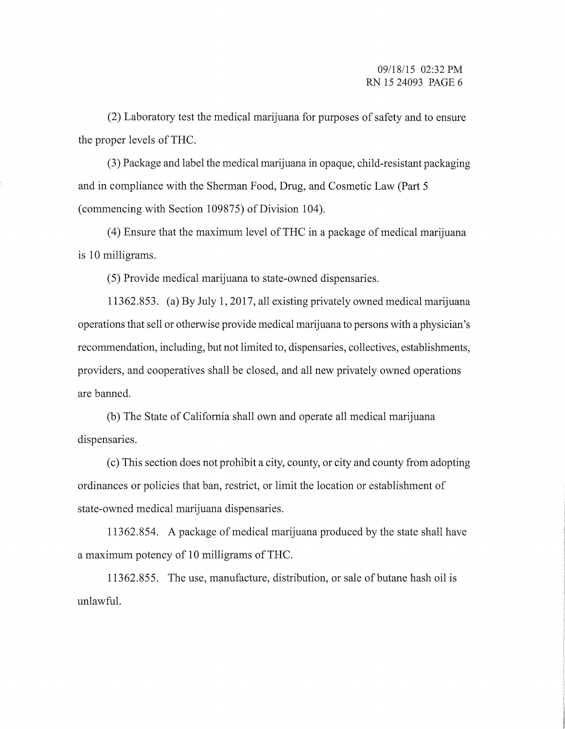(2) Laboratory test the medical marijuana for purposes of safety and to ensure the proper levels of THC.

(3) Package and label the medical marijuana in opaque, child-resistant packaging and in compliance with the Sherman Food, Drug, and Cosmetic Law (Part 5 (commencing with Section 109875) of Division 104).

(4) Ensure that the maximum level of THC in a package of medical marijuana is 10 milligrams.

(5) Provide medical marijuana to state-owned dispensaries.

11362.853. (a) By July 1, 2017, all existing privately owned medical marijuana operations that sell or otherwise provide medical marijuana to persons with a physician's recommendation, including, but not limited to, dispensaries, collectives, establishments, providers, and cooperatives shall be closed, and all new privately owned operations are banned.

(b) The State of California shall own and operate all medical marijuana dispensaries.

(c) This section does not prohibit a city, county, or city and county from adopting ordinances or policies that ban, restrict, or limit the location or establishment of state-owned medical marijuana dispensaries.

11362.854. A package of medical marijuana produced by the state shall have a maximum potency of 10 milligrams of THC.

11362.855. The use, manufacture, distribution, or sale of butane hash oil is unlawful.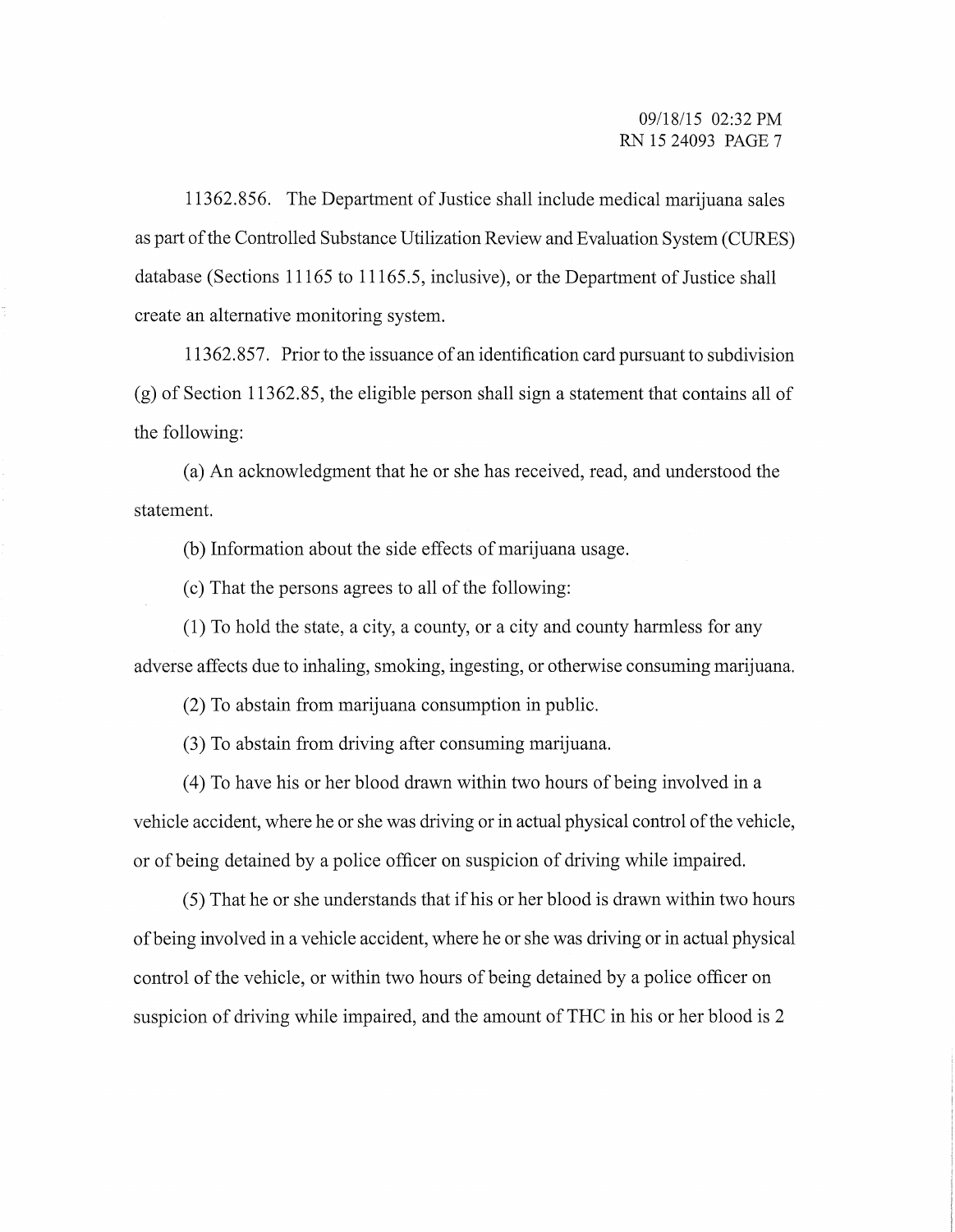11362.856. The Department of Justice shall include medical marijuana sales as part of the Controlled Substance Utilization Review and Evaluation System (CURES) database (Sections 11165 to 11165.5, inclusive), or the Department of Justice shall create an alternative monitoring system.

11362.857. Prior to the issuance of an identification card pursuant to subdivision (g) of Section 11362.85, the eligible person shall sign a statement that contains all of the following:

(a) An acknowledgment that he or she has received, read, and understood the statement.

(b) Information about the side effects of marijuana usage.

(c) That the persons agrees to all of the following:

(1) To hold the state, a city, a county, or a city and county harmless for any adverse affects due to inhaling, smoking, ingesting, or otherwise consuming marijuana.

(2) To abstain from marijuana consumption in public.

(3) To abstain from driving after consuming marijuana.

(4) To have his or her blood drawn within two hours of being involved in a vehicle accident, where he or she was driving or in actual physical control of the vehicle, or of being detained by a police officer on suspicion of driving while impaired.

(5) That he or she understands that if his or her blood is drawn within two hours of being involved in a vehicle accident, where he or she was driving or in actual physical control of the vehicle, or within two hours of being detained by a police officer on suspicion of driving while impaired, and the amount of THC in his or her blood is 2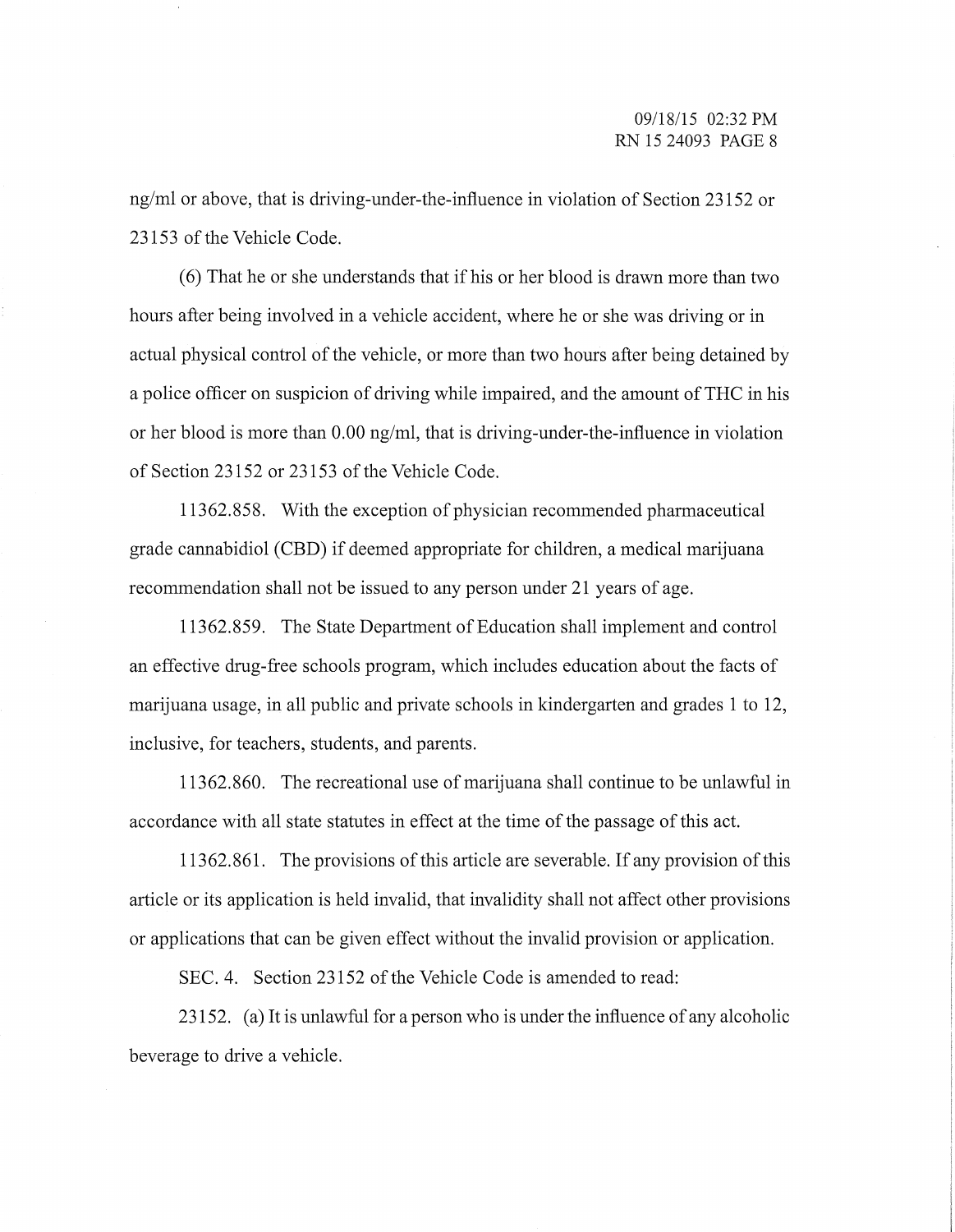ng/ml or above, that is driving-under-the-influence in violation of Section 23152 or 23153 of the Vehicle Code.

(6) That he or she understands that if his or her blood is drawn more than two hours after being involved in a vehicle accident, where he or she was driving or in actual physical control of the vehicle, or more than two hours after being detained by a police officer on suspicion of driving while impaired, and the amount of THC in his or her blood is more than 0.00 ng/ml, that is driving-under-the-influence in violation of Section 23152 or 23153 of the Vehicle Code.

11362.858. With the exception of physician recommended pharmaceutical grade cannabidiol (CBD) if deemed appropriate for children, a medical marijuana recommendation shall not be issued to any person under 21 years of age.

11362.859. The State Department of Education shall implement and control an effective drug-free schools program, which includes education about the facts of marijuana usage, in all public and private schools in kindergarten and grades 1 to 12, inclusive, for teachers, students, and parents.

11362.860. The recreational use of marijuana shall continue to be unlawful in accordance with all state statutes in effect at the time of the passage of this act.

11362.861. The provisions of this article are severable. If any provision of this article or its application is held invalid, that invalidity shall not affect other provisions or applications that can be given effect without the invalid provision or application.

SEC. 4. Section 23152 of the Vehicle Code is amended to read:

23152. (a) It is unlawful for a person who is under the influence of any alcoholic beverage to drive a vehicle.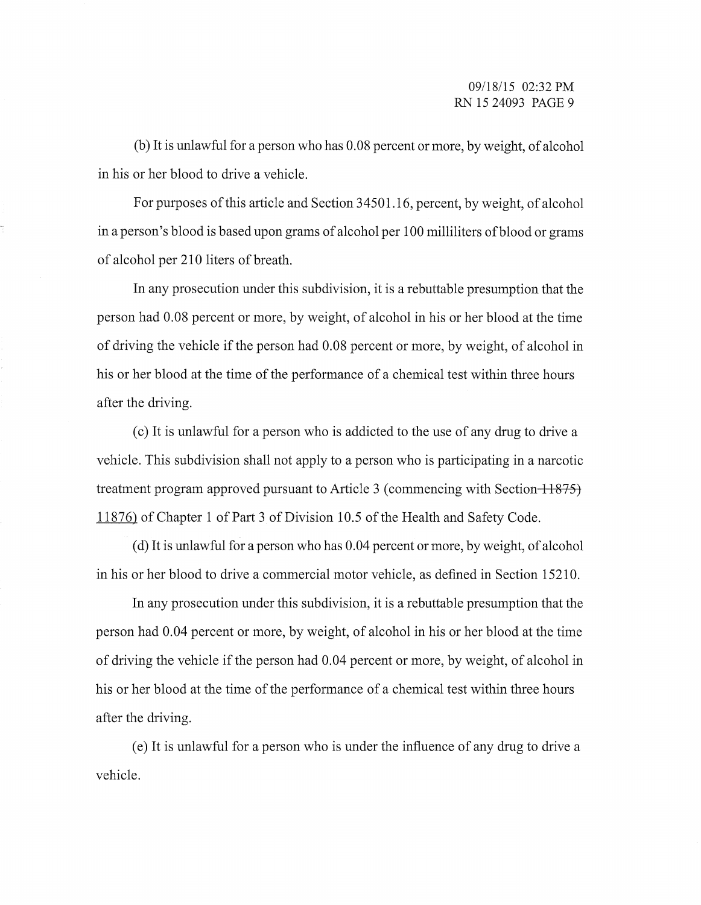(b) It is unlawful for a person who has 0.08 percent or more, by weight, of alcohol in his or her blood to drive a vehicle.

For purposes of this article and Section 34501.16, percent, by weight, of alcohol in a person's blood is based upon grams of alcohol per 100 milliliters of blood or grams of alcohol per 210 liters of breath.

In any prosecution under this subdivision, it is a rebuttable presumption that the person had 0.08 percent or more, by weight, of alcohol in his or her blood at the time of driving the vehicle if the person had 0.08 percent or more, by weight, of alcohol in his or her blood at the time of the performance of a chemical test within three hours after the driving.

(c) It is unlawful for a person who is addicted to the use of any drug to drive a vehicle. This subdivision shall not apply to a person who is participating in a narcotic treatment program approved pursuant to Article 3 (commencing with Section ~~11875)~~ 11876) of Chapter 1 of Part 3 of Division 10.5 of the Health and Safety Code.

(d) It is unlawful for a person who has 0.04 percent or more, by weight, of alcohol in his or her blood to drive a commercial motor vehicle, as defined in Section 15210.

In any prosecution under this subdivision, it is a rebuttable presumption that the person had 0.04 percent or more, by weight, of alcohol in his or her blood at the time of driving the vehicle if the person had 0.04 percent or more, by weight, of alcohol in his or her blood at the time of the performance of a chemical test within three hours after the driving.

(e) It is unlawful for a person who is under the influence of any drug to drive a vehicle.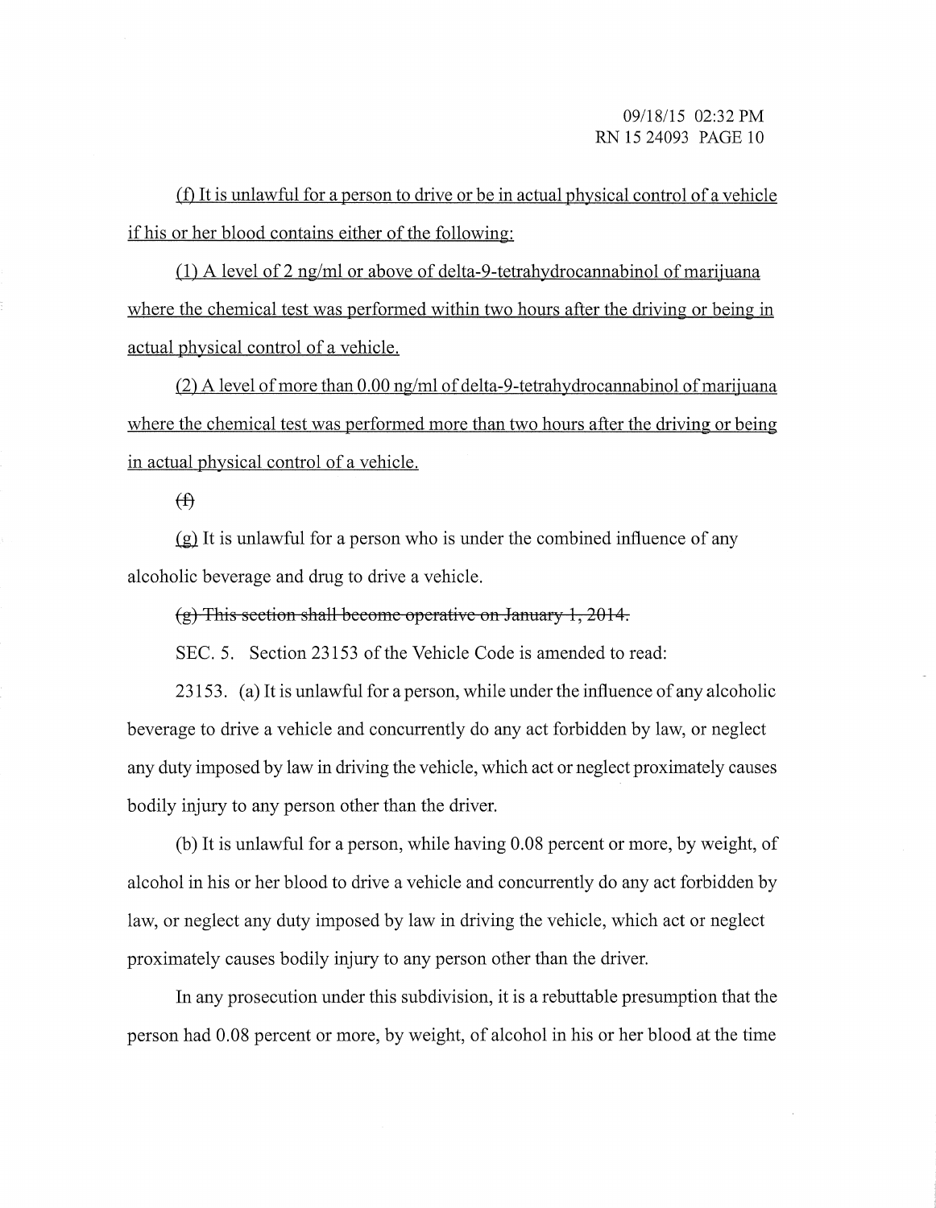(f) It is unlawful for a person to drive or be in actual physical control of a vehicle if his or her blood contains either of the following:

(1) A level of 2 ng/ml or above of delta-9-tetrahydrocannabinol of marijuana where the chemical test was performed within two hours after the driving or being in actual physical control of a vehicle.

(2) A level of more than 0.00 ng/ml of delta-9-tetrahydrocannabinol of marijuana where the chemical test was performed more than two hours after the driving or being in actual physical control of a vehicle.

~~(f)~~

(g) It is unlawful for a person who is under the combined influence of any alcoholic beverage and drug to drive a vehicle.

~~(g) This section shall become operative on January 1, 2014.~~

SEC. 5. Section 23153 of the Vehicle Code is amended to read:

23153. (a) It is unlawful for a person, while under the influence of any alcoholic beverage to drive a vehicle and concurrently do any act forbidden by law, or neglect any duty imposed by law in driving the vehicle, which act or neglect proximately causes bodily injury to any person other than the driver.

(b) It is unlawful for a person, while having 0.08 percent or more, by weight, of alcohol in his or her blood to drive a vehicle and concurrently do any act forbidden by law, or neglect any duty imposed by law in driving the vehicle, which act or neglect proximately causes bodily injury to any person other than the driver.

In any prosecution under this subdivision, it is a rebuttable presumption that the person had 0.08 percent or more, by weight, of alcohol in his or her blood at the time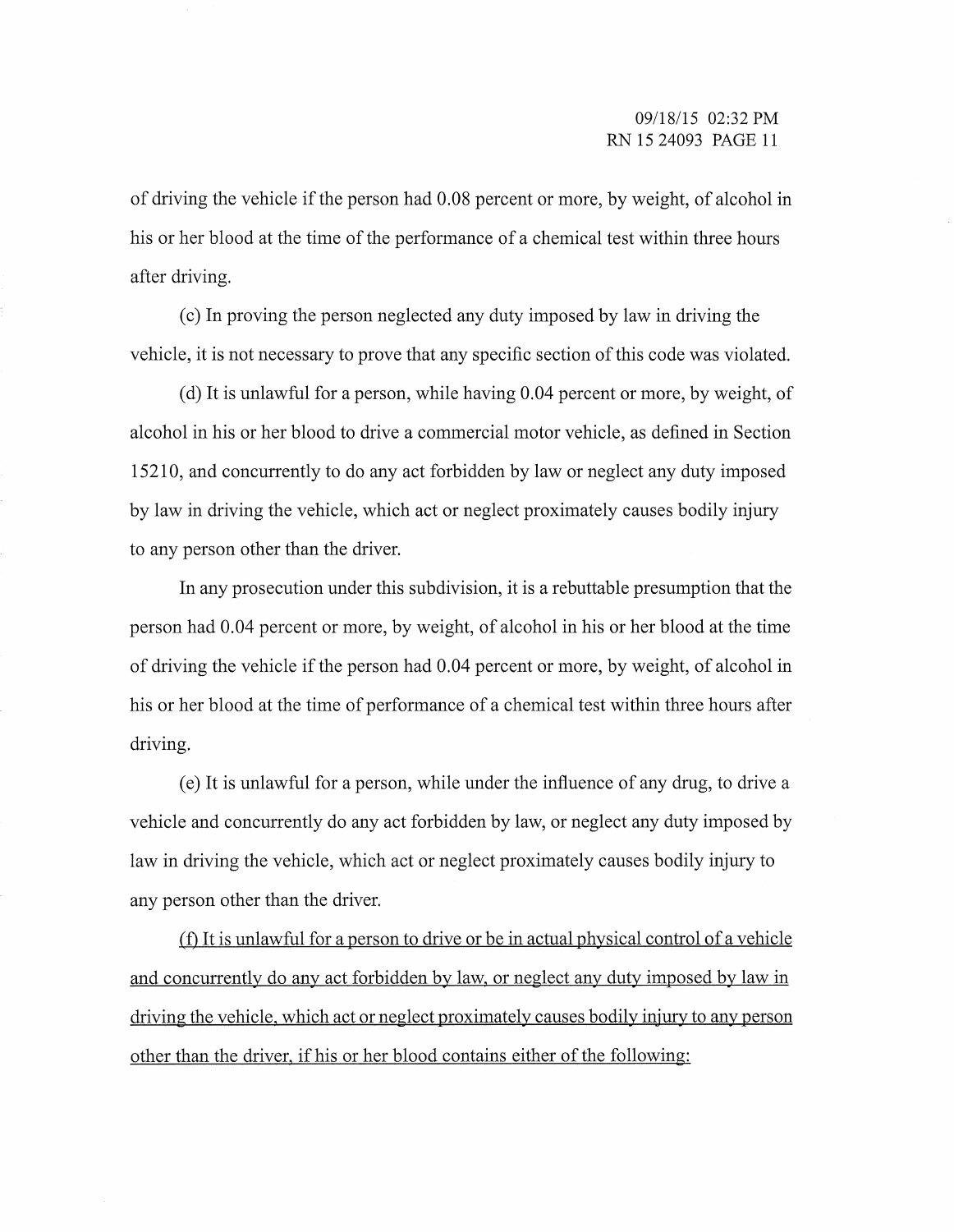of driving the vehicle if the person had 0.08 percent or more, by weight, of alcohol in his or her blood at the time of the performance of a chemical test within three hours after driving.

(c) In proving the person neglected any duty imposed by law in driving the vehicle, it is not necessary to prove that any specific section of this code was violated.

(d) It is unlawful for a person, while having 0.04 percent or more, by weight, of alcohol in his or her blood to drive a commercial motor vehicle, as defined in Section 15210, and concurrently to do any act forbidden by law or neglect any duty imposed by law in driving the vehicle, which act or neglect proximately causes bodily injury to any person other than the driver.

In any prosecution under this subdivision, it is a rebuttable presumption that the person had 0.04 percent or more, by weight, of alcohol in his or her blood at the time of driving the vehicle if the person had 0.04 percent or more, by weight, of alcohol in his or her blood at the time of performance of a chemical test within three hours after driving.

(e) It is unlawful for a person, while under the influence of any drug, to drive a vehicle and concurrently do any act forbidden by law, or neglect any duty imposed by law in driving the vehicle, which act or neglect proximately causes bodily injury to any person other than the driver.

<u>(f) It is unlawful for a person to drive or be in actual physical control of a vehicle and concurrently do any act forbidden by law, or neglect any duty imposed by law in driving the vehicle, which act or neglect proximately causes bodily injury to any person other than the driver, if his or her blood contains either of the following:</u>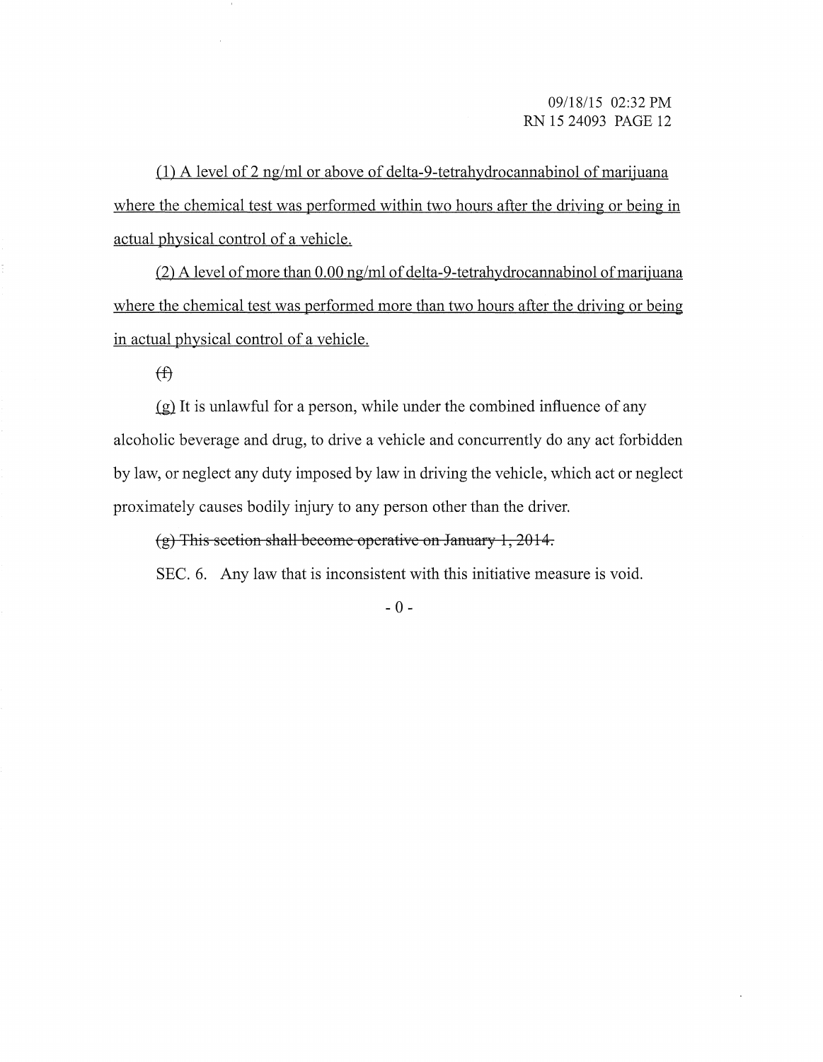(1) A level of 2 ng/ml or above of delta-9-tetrahydrocannabinol of marijuana where the chemical test was performed within two hours after the driving or being in actual physical control of a vehicle.

(2) A level of more than 0.00 ng/ml of delta-9-tetrahydrocannabinol of marijuana where the chemical test was performed more than two hours after the driving or being in actual physical control of a vehicle.

~~(f)~~

(g) It is unlawful for a person, while under the combined influence of any alcoholic beverage and drug, to drive a vehicle and concurrently do any act forbidden by law, or neglect any duty imposed by law in driving the vehicle, which act or neglect proximately causes bodily injury to any person other than the driver.

~~(g) This section shall become operative on January 1, 2014.~~

SEC. 6. Any law that is inconsistent with this initiative measure is void.

- 0 -